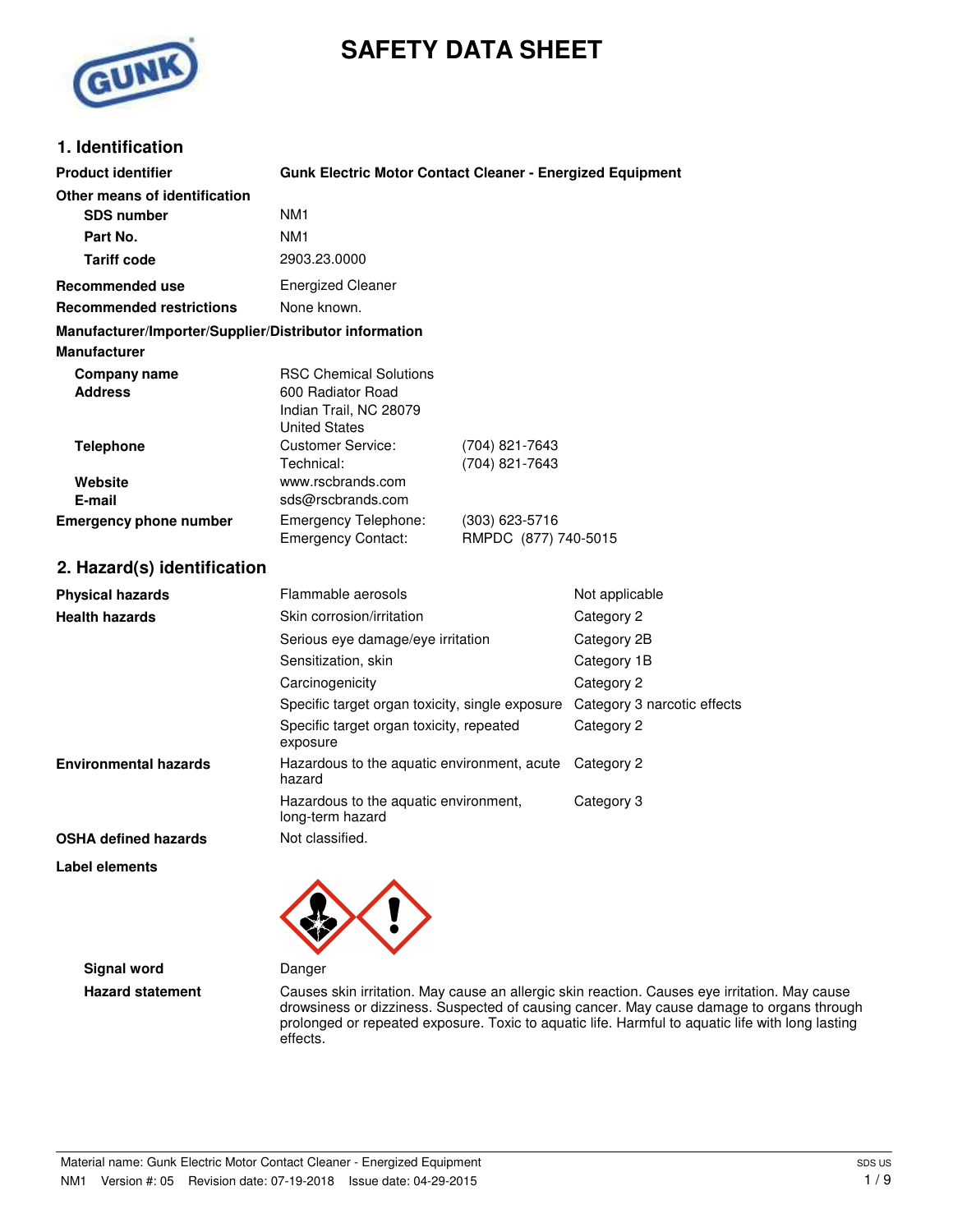# SAFETY DATA SHEET

## 1. Identification

| | | |
|---|---|---|
| **Product identifier** | **Gunk Electric Motor Contact Cleaner - Energized Equipment** | |
| **Other means of identification** | | |
| **SDS number** | NM1 | |
| **Part No.** | NM1 | |
| **Tariff code** | 2903.23.0000 | |
| **Recommended use** | Energized Cleaner | |
| **Recommended restrictions** | None known. | |

**Manufacturer/Importer/Supplier/Distributor information**

**Manufacturer**

| | | |
|---|---|---|
| **Company name** | RSC Chemical Solutions | |
| **Address** | 600 Radiator Road<br>Indian Trail, NC 28079<br>United States | |
| **Telephone** | Customer Service: | (704) 821-7643 |
| | Technical: | (704) 821-7643 |
| **Website** | www.rscbrands.com | |
| **E-mail** | sds@rscbrands.com | |
| **Emergency phone number** | Emergency Telephone: | (303) 623-5716 |
| | Emergency Contact: | RMPDC (877) 740-5015 |

## 2. Hazard(s) identification

| | | |
|---|---|---|
| **Physical hazards** | Flammable aerosols | Not applicable |
| **Health hazards** | Skin corrosion/irritation | Category 2 |
| | Serious eye damage/eye irritation | Category 2B |
| | Sensitization, skin | Category 1B |
| | Carcinogenicity | Category 2 |
| | Specific target organ toxicity, single exposure | Category 3 narcotic effects |
| | Specific target organ toxicity, repeated exposure | Category 2 |
| **Environmental hazards** | Hazardous to the aquatic environment, acute hazard | Category 2 |
| | Hazardous to the aquatic environment, long-term hazard | Category 3 |
| **OSHA defined hazards** | Not classified. | |

**Label elements**

**Signal word** Danger

**Hazard statement** Causes skin irritation. May cause an allergic skin reaction. Causes eye irritation. May cause drowsiness or dizziness. Suspected of causing cancer. May cause damage to organs through prolonged or repeated exposure. Toxic to aquatic life. Harmful to aquatic life with long lasting effects.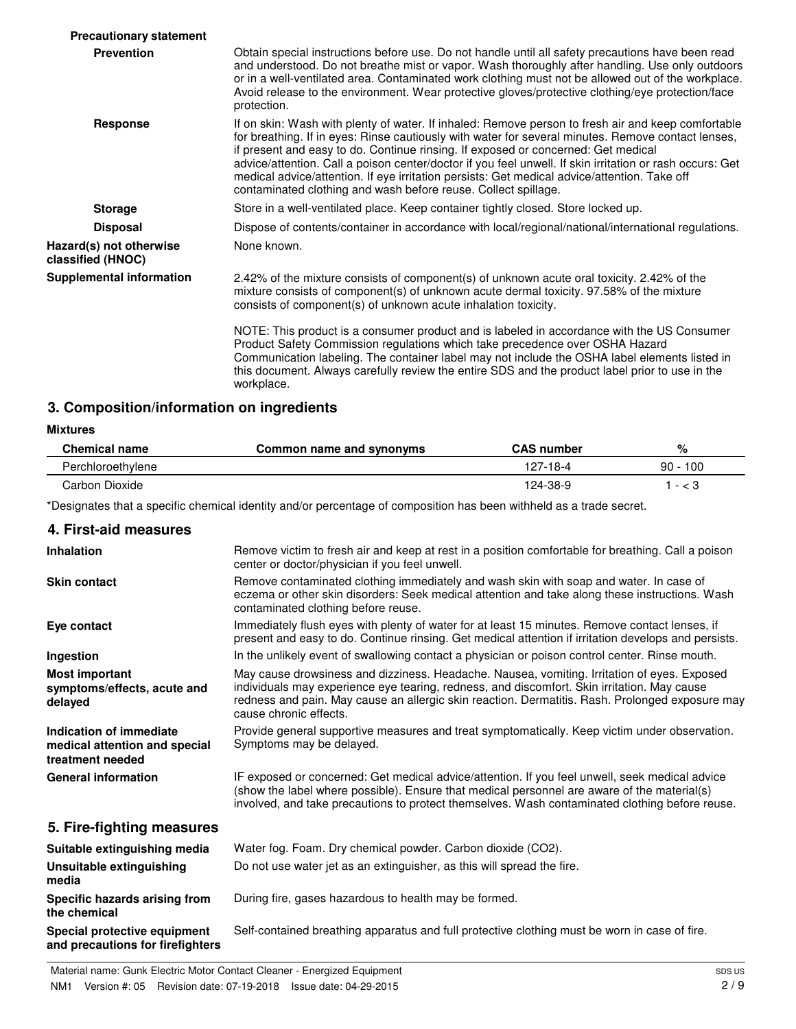**Precautionary statement**

**Prevention**

Obtain special instructions before use. Do not handle until all safety precautions have been read and understood. Do not breathe mist or vapor. Wash thoroughly after handling. Use only outdoors or in a well-ventilated area. Contaminated work clothing must not be allowed out of the workplace. Avoid release to the environment. Wear protective gloves/protective clothing/eye protection/face protection.

**Response**

If on skin: Wash with plenty of water. If inhaled: Remove person to fresh air and keep comfortable for breathing. If in eyes: Rinse cautiously with water for several minutes. Remove contact lenses, if present and easy to do. Continue rinsing. If exposed or concerned: Get medical advice/attention. Call a poison center/doctor if you feel unwell. If skin irritation or rash occurs: Get medical advice/attention. If eye irritation persists: Get medical advice/attention. Take off contaminated clothing and wash before reuse. Collect spillage.

**Storage**

Store in a well-ventilated place. Keep container tightly closed. Store locked up.

**Disposal**

Dispose of contents/container in accordance with local/regional/national/international regulations.

**Hazard(s) not otherwise classified (HNOC)**

None known.

**Supplemental information**

2.42% of the mixture consists of component(s) of unknown acute oral toxicity. 2.42% of the mixture consists of component(s) of unknown acute dermal toxicity. 97.58% of the mixture consists of component(s) of unknown acute inhalation toxicity.

NOTE: This product is a consumer product and is labeled in accordance with the US Consumer Product Safety Commission regulations which take precedence over OSHA Hazard Communication labeling. The container label may not include the OSHA label elements listed in this document. Always carefully review the entire SDS and the product label prior to use in the workplace.

## 3. Composition/information on ingredients

**Mixtures**

| Chemical name | Common name and synonyms | CAS number | % |
|---|---|---|---|
| Perchloroethylene | | 127-18-4 | 90 - 100 |
| Carbon Dioxide | | 124-38-9 | 1 - < 3 |

*Designates that a specific chemical identity and/or percentage of composition has been withheld as a trade secret.

## 4. First-aid measures

**Inhalation**

Remove victim to fresh air and keep at rest in a position comfortable for breathing. Call a poison center or doctor/physician if you feel unwell.

**Skin contact**

Remove contaminated clothing immediately and wash skin with soap and water. In case of eczema or other skin disorders: Seek medical attention and take along these instructions. Wash contaminated clothing before reuse.

**Eye contact**

Immediately flush eyes with plenty of water for at least 15 minutes. Remove contact lenses, if present and easy to do. Continue rinsing. Get medical attention if irritation develops and persists.

**Ingestion**

In the unlikely event of swallowing contact a physician or poison control center. Rinse mouth.

**Most important symptoms/effects, acute and delayed**

May cause drowsiness and dizziness. Headache. Nausea, vomiting. Irritation of eyes. Exposed individuals may experience eye tearing, redness, and discomfort. Skin irritation. May cause redness and pain. May cause an allergic skin reaction. Dermatitis. Rash. Prolonged exposure may cause chronic effects.

**Indication of immediate medical attention and special treatment needed**

Provide general supportive measures and treat symptomatically. Keep victim under observation. Symptoms may be delayed.

**General information**

IF exposed or concerned: Get medical advice/attention. If you feel unwell, seek medical advice (show the label where possible). Ensure that medical personnel are aware of the material(s) involved, and take precautions to protect themselves. Wash contaminated clothing before reuse.

## 5. Fire-fighting measures

**Suitable extinguishing media**

Water fog. Foam. Dry chemical powder. Carbon dioxide ($CO_2$).

**Unsuitable extinguishing media**

Do not use water jet as an extinguisher, as this will spread the fire.

**Specific hazards arising from the chemical**

During fire, gases hazardous to health may be formed.

**Special protective equipment and precautions for firefighters**

Self-contained breathing apparatus and full protective clothing must be worn in case of fire.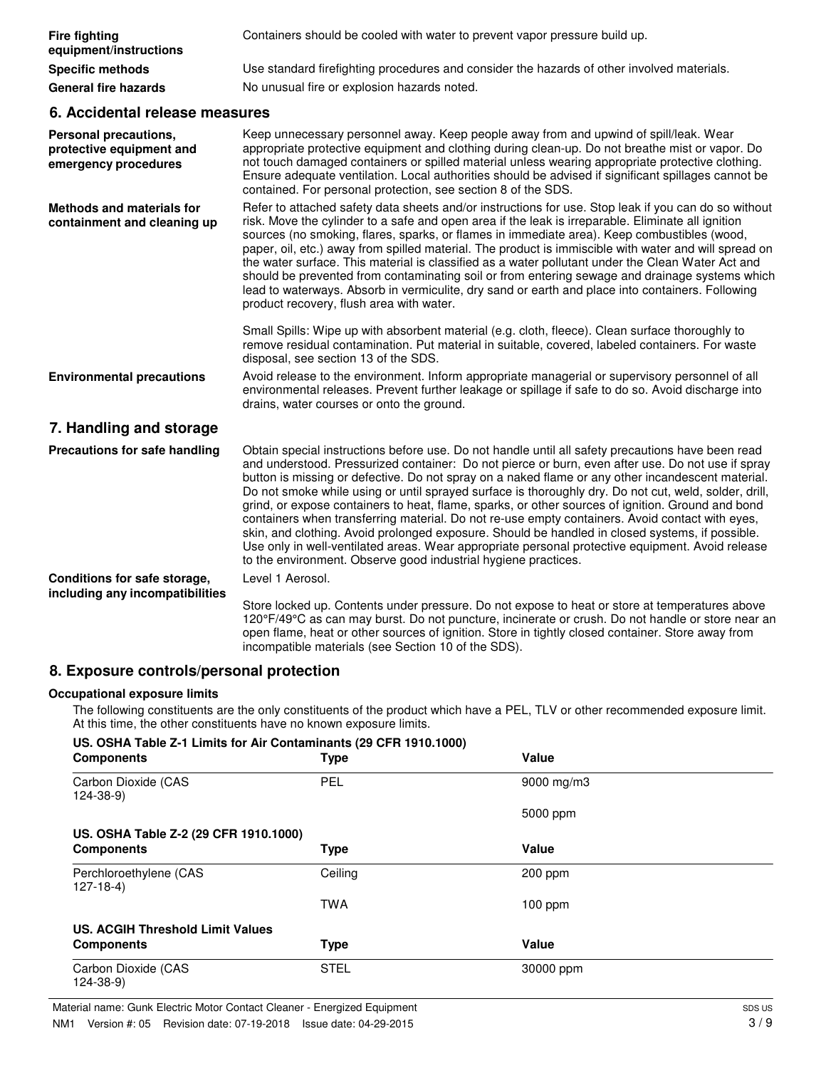**Fire fighting equipment/instructions**
Containers should be cooled with water to prevent vapor pressure build up.

**Specific methods**
Use standard firefighting procedures and consider the hazards of other involved materials.

**General fire hazards**
No unusual fire or explosion hazards noted.

## 6. Accidental release measures

**Personal precautions, protective equipment and emergency procedures**
Keep unnecessary personnel away. Keep people away from and upwind of spill/leak. Wear appropriate protective equipment and clothing during clean-up. Do not breathe mist or vapor. Do not touch damaged containers or spilled material unless wearing appropriate protective clothing. Ensure adequate ventilation. Local authorities should be advised if significant spillages cannot be contained. For personal protection, see section 8 of the SDS.

**Methods and materials for containment and cleaning up**
Refer to attached safety data sheets and/or instructions for use. Stop leak if you can do so without risk. Move the cylinder to a safe and open area if the leak is irreparable. Eliminate all ignition sources (no smoking, flares, sparks, or flames in immediate area). Keep combustibles (wood, paper, oil, etc.) away from spilled material. The product is immiscible with water and will spread on the water surface. This material is classified as a water pollutant under the Clean Water Act and should be prevented from contaminating soil or from entering sewage and drainage systems which lead to waterways. Absorb in vermiculite, dry sand or earth and place into containers. Following product recovery, flush area with water.

Small Spills: Wipe up with absorbent material (e.g. cloth, fleece). Clean surface thoroughly to remove residual contamination. Put material in suitable, covered, labeled containers. For waste disposal, see section 13 of the SDS.

**Environmental precautions**
Avoid release to the environment. Inform appropriate managerial or supervisory personnel of all environmental releases. Prevent further leakage or spillage if safe to do so. Avoid discharge into drains, water courses or onto the ground.

## 7. Handling and storage

**Precautions for safe handling**
Obtain special instructions before use. Do not handle until all safety precautions have been read and understood. Pressurized container: Do not pierce or burn, even after use. Do not use if spray button is missing or defective. Do not spray on a naked flame or any other incandescent material. Do not smoke while using or until sprayed surface is thoroughly dry. Do not cut, weld, solder, drill, grind, or expose containers to heat, flame, sparks, or other sources of ignition. Ground and bond containers when transferring material. Do not re-use empty containers. Avoid contact with eyes, skin, and clothing. Avoid prolonged exposure. Should be handled in closed systems, if possible. Use only in well-ventilated areas. Wear appropriate personal protective equipment. Avoid release to the environment. Observe good industrial hygiene practices.

**Conditions for safe storage, including any incompatibilities**
Level 1 Aerosol.

Store locked up. Contents under pressure. Do not expose to heat or store at temperatures above 120°F/49°C as can may burst. Do not puncture, incinerate or crush. Do not handle or store near an open flame, heat or other sources of ignition. Store in tightly closed container. Store away from incompatible materials (see Section 10 of the SDS).

## 8. Exposure controls/personal protection

### Occupational exposure limits

The following constituents are the only constituents of the product which have a PEL, TLV or other recommended exposure limit. At this time, the other constituents have no known exposure limits.

**US. OSHA Table Z-1 Limits for Air Contaminants (29 CFR 1910.1000)**

| Components | Type | Value |
|---|---|---|
| Carbon Dioxide (CAS 124-38-9) | PEL | 9000 mg/m3 |
| | | 5000 ppm |

**US. OSHA Table Z-2 (29 CFR 1910.1000)**

| Components | Type | Value |
|---|---|---|
| Perchloroethylene (CAS 127-18-4) | Ceiling | 200 ppm |
| | TWA | 100 ppm |

**US. ACGIH Threshold Limit Values**

| Components | Type | Value |
|---|---|---|
| Carbon Dioxide (CAS 124-38-9) | STEL | 30000 ppm |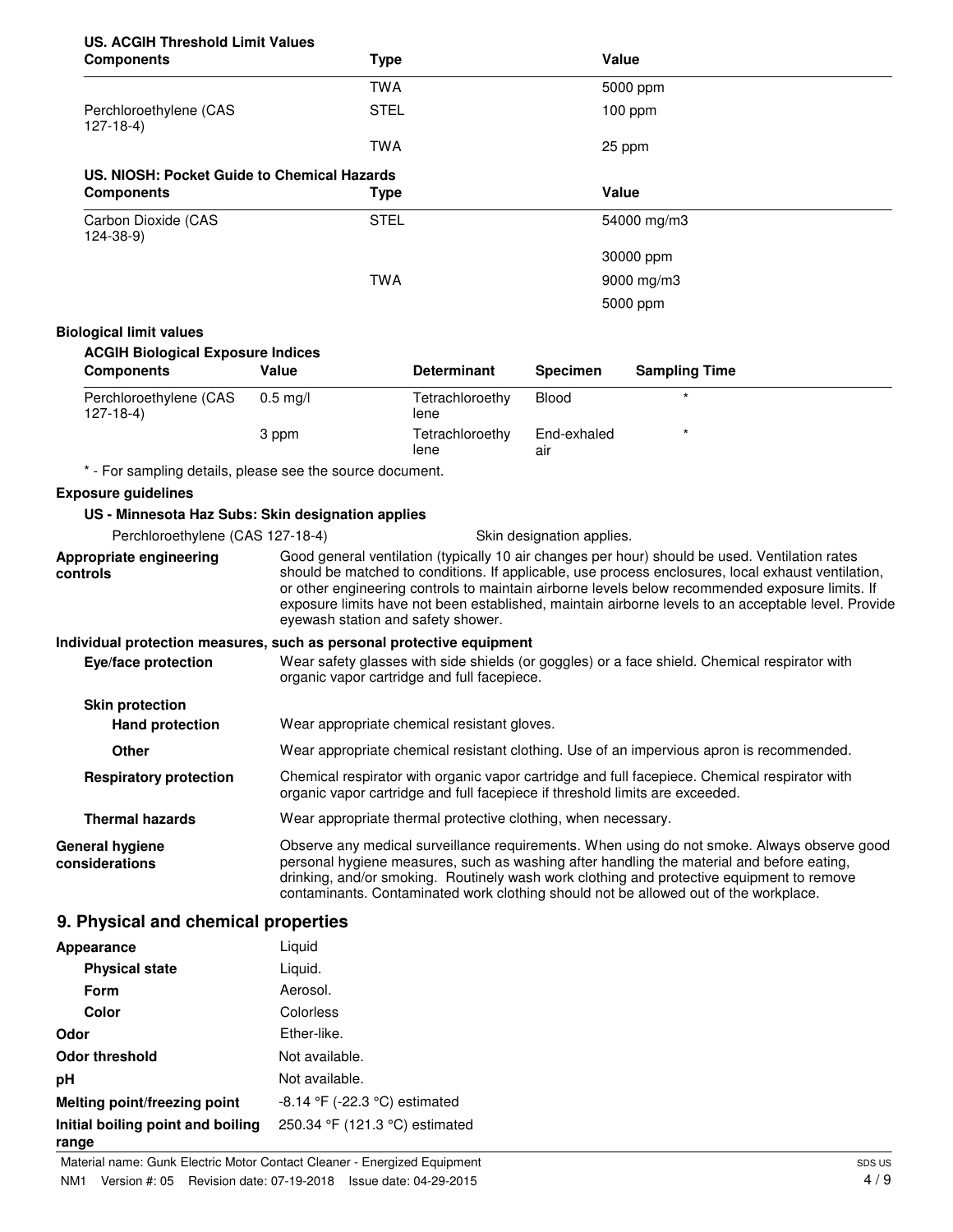**US. ACGIH Threshold Limit Values**

| Components | Type | Value |
|---|---|---|
| | TWA | 5000 ppm |
| Perchloroethylene (CAS 127-18-4) | STEL | 100 ppm |
| | TWA | 25 ppm |

**US. NIOSH: Pocket Guide to Chemical Hazards**

| Components | Type | Value |
|---|---|---|
| Carbon Dioxide (CAS 124-38-9) | STEL | 54000 mg/m3 |
| | | 30000 ppm |
| | TWA | 9000 mg/m3 |
| | | 5000 ppm |

**Biological limit values**

**ACGIH Biological Exposure Indices**

| Components | Value | Determinant | Specimen | Sampling Time |
|---|---|---|---|---|
| Perchloroethylene (CAS 127-18-4) | 0.5 mg/l | Tetrachloroethylene | Blood | * |
| | 3 ppm | Tetrachloroethylene | End-exhaled air | * |

* - For sampling details, please see the source document.

**Exposure guidelines**

**US - Minnesota Haz Subs: Skin designation applies**

Perchloroethylene (CAS 127-18-4) Skin designation applies.

**Appropriate engineering controls**
Good general ventilation (typically 10 air changes per hour) should be used. Ventilation rates should be matched to conditions. If applicable, use process enclosures, local exhaust ventilation, or other engineering controls to maintain airborne levels below recommended exposure limits. If exposure limits have not been established, maintain airborne levels to an acceptable level. Provide eyewash station and safety shower.

**Individual protection measures, such as personal protective equipment**

**Eye/face protection**
Wear safety glasses with side shields (or goggles) or a face shield. Chemical respirator with organic vapor cartridge and full facepiece.

**Skin protection**

**Hand protection**
Wear appropriate chemical resistant gloves.

**Other**
Wear appropriate chemical resistant clothing. Use of an impervious apron is recommended.

**Respiratory protection**
Chemical respirator with organic vapor cartridge and full facepiece. Chemical respirator with organic vapor cartridge and full facepiece if threshold limits are exceeded.

**Thermal hazards**
Wear appropriate thermal protective clothing, when necessary.

**General hygiene considerations**
Observe any medical surveillance requirements. When using do not smoke. Always observe good personal hygiene measures, such as washing after handling the material and before eating, drinking, and/or smoking. Routinely wash work clothing and protective equipment to remove contaminants. Contaminated work clothing should not be allowed out of the workplace.

## 9. Physical and chemical properties

| | |
|---|---|
| **Appearance** | Liquid |
| **Physical state** | Liquid. |
| **Form** | Aerosol. |
| **Color** | Colorless |
| **Odor** | Ether-like. |
| **Odor threshold** | Not available. |
| **pH** | Not available. |
| **Melting point/freezing point** | -8.14 °F (-22.3 °C) estimated |
| **Initial boiling point and boiling range** | 250.34 °F (121.3 °C) estimated |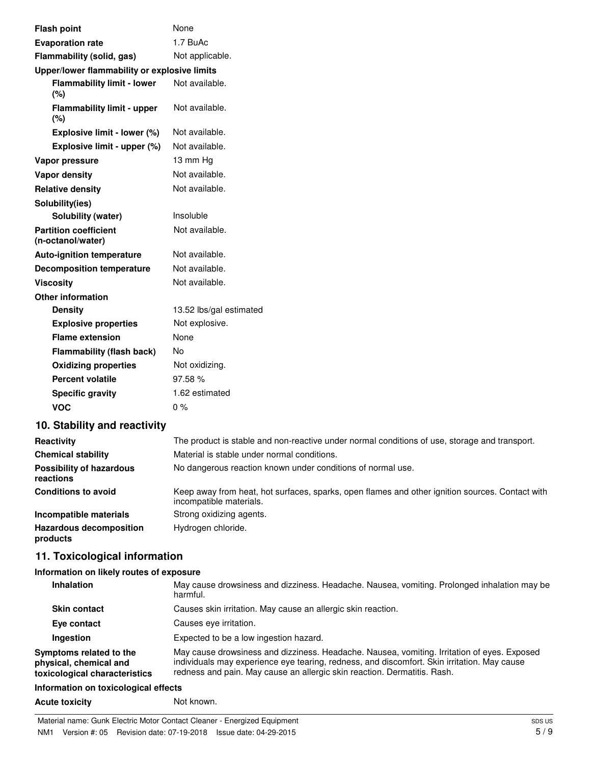| | |
|---|---|
| **Flash point** | None |
| **Evaporation rate** | 1.7 BuAc |
| **Flammability (solid, gas)** | Not applicable. |
| **Upper/lower flammability or explosive limits** | |
| **Flammability limit - lower (%)** | Not available. |
| **Flammability limit - upper (%)** | Not available. |
| **Explosive limit - lower (%)** | Not available. |
| **Explosive limit - upper (%)** | Not available. |
| **Vapor pressure** | 13 mm Hg |
| **Vapor density** | Not available. |
| **Relative density** | Not available. |
| **Solubility(ies)** | |
| **Solubility (water)** | Insoluble |
| **Partition coefficient (n-octanol/water)** | Not available. |
| **Auto-ignition temperature** | Not available. |
| **Decomposition temperature** | Not available. |
| **Viscosity** | Not available. |
| **Other information** | |
| **Density** | 13.52 lbs/gal estimated |
| **Explosive properties** | Not explosive. |
| **Flame extension** | None |
| **Flammability (flash back)** | No |
| **Oxidizing properties** | Not oxidizing. |
| **Percent volatile** | 97.58 % |
| **Specific gravity** | 1.62 estimated |
| **VOC** | 0 % |

## 10. Stability and reactivity

| | |
|---|---|
| **Reactivity** | The product is stable and non-reactive under normal conditions of use, storage and transport. |
| **Chemical stability** | Material is stable under normal conditions. |
| **Possibility of hazardous reactions** | No dangerous reaction known under conditions of normal use. |
| **Conditions to avoid** | Keep away from heat, hot surfaces, sparks, open flames and other ignition sources. Contact with incompatible materials. |
| **Incompatible materials** | Strong oxidizing agents. |
| **Hazardous decomposition products** | Hydrogen chloride. |

## 11. Toxicological information

**Information on likely routes of exposure**

| | |
|---|---|
| **Inhalation** | May cause drowsiness and dizziness. Headache. Nausea, vomiting. Prolonged inhalation may be harmful. |
| **Skin contact** | Causes skin irritation. May cause an allergic skin reaction. |
| **Eye contact** | Causes eye irritation. |
| **Ingestion** | Expected to be a low ingestion hazard. |
| **Symptoms related to the physical, chemical and toxicological characteristics** | May cause drowsiness and dizziness. Headache. Nausea, vomiting. Irritation of eyes. Exposed individuals may experience eye tearing, redness, and discomfort. Skin irritation. May cause redness and pain. May cause an allergic skin reaction. Dermatitis. Rash. |

**Information on toxicological effects**

| | |
|---|---|
| **Acute toxicity** | Not known. |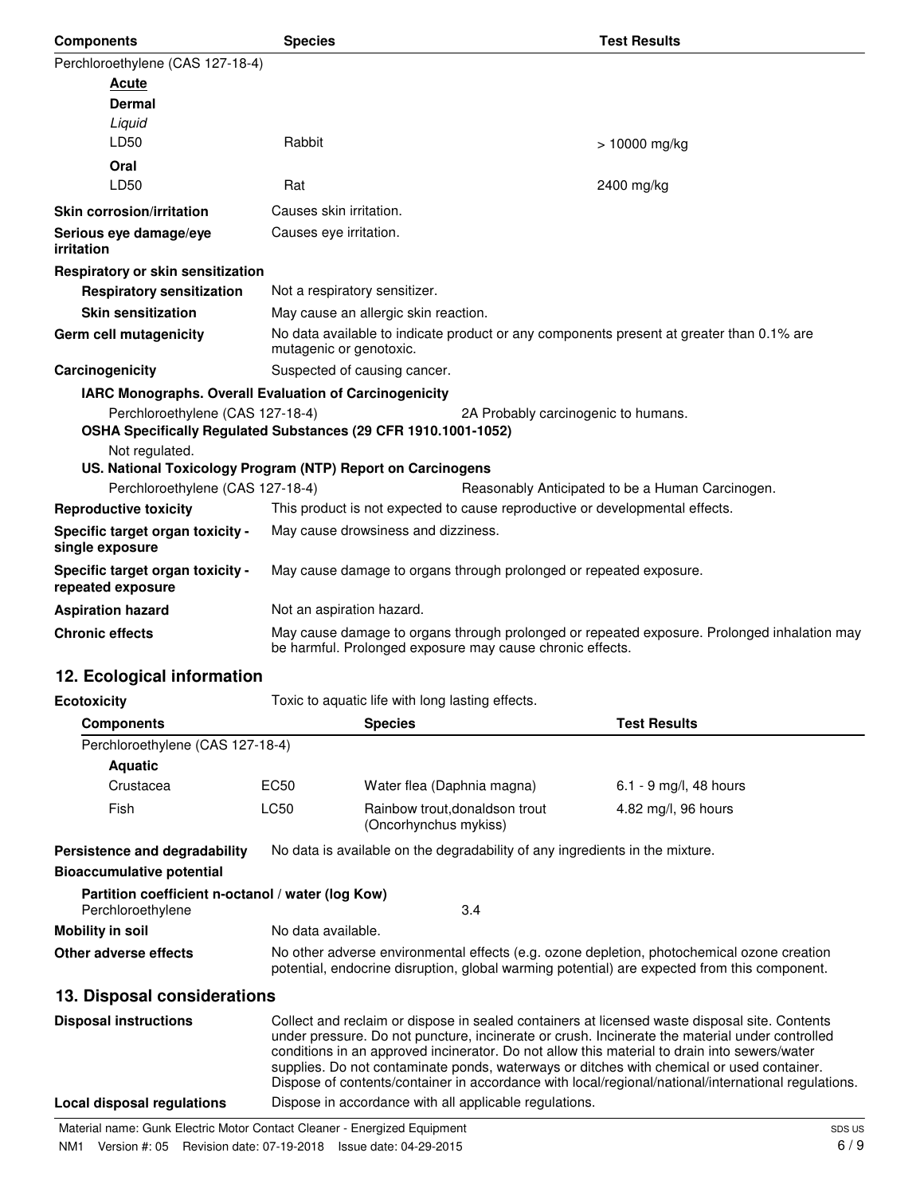| Components | Species | Test Results |
| --- | --- | --- |
| Perchloroethylene (CAS 127-18-4) | | |
| **Acute** | | |
| **Dermal** | | |
| *Liquid* | | |
| LD50 | Rabbit | > 10000 mg/kg |
| **Oral** | | |
| LD50 | Rat | 2400 mg/kg |

**Skin corrosion/irritation** Causes skin irritation.

**Serious eye damage/eye irritation** Causes eye irritation.

**Respiratory or skin sensitization**

**Respiratory sensitization** Not a respiratory sensitizer.

**Skin sensitization** May cause an allergic skin reaction.

**Germ cell mutagenicity** No data available to indicate product or any components present at greater than 0.1% are mutagenic or genotoxic.

**Carcinogenicity** Suspected of causing cancer.

**IARC Monographs. Overall Evaluation of Carcinogenicity**

Perchloroethylene (CAS 127-18-4) 2A Probably carcinogenic to humans.

**OSHA Specifically Regulated Substances (29 CFR 1910.1001-1052)**

Not regulated.

**US. National Toxicology Program (NTP) Report on Carcinogens**

Perchloroethylene (CAS 127-18-4) Reasonably Anticipated to be a Human Carcinogen.

**Reproductive toxicity** This product is not expected to cause reproductive or developmental effects.

**Specific target organ toxicity - single exposure** May cause drowsiness and dizziness.

**Specific target organ toxicity - repeated exposure** May cause damage to organs through prolonged or repeated exposure.

**Aspiration hazard** Not an aspiration hazard.

**Chronic effects** May cause damage to organs through prolonged or repeated exposure. Prolonged inhalation may be harmful. Prolonged exposure may cause chronic effects.

## 12. Ecological information

**Ecotoxicity** Toxic to aquatic life with long lasting effects.

| Components | | Species | Test Results |
| --- | --- | --- | --- |
| Perchloroethylene (CAS 127-18-4) | | | |
| **Aquatic** | | | |
| Crustacea | EC50 | Water flea (Daphnia magna) | 6.1 - 9 mg/l, 48 hours |
| Fish | LC50 | Rainbow trout,donaldson trout (Oncorhynchus mykiss) | 4.82 mg/l, 96 hours |

**Persistence and degradability** No data is available on the degradability of any ingredients in the mixture.

**Bioaccumulative potential**

**Partition coefficient n-octanol / water (log Kow)**

Perchloroethylene 3.4

**Mobility in soil** No data available.

**Other adverse effects** No other adverse environmental effects (e.g. ozone depletion, photochemical ozone creation potential, endocrine disruption, global warming potential) are expected from this component.

## 13. Disposal considerations

**Disposal instructions** Collect and reclaim or dispose in sealed containers at licensed waste disposal site. Contents under pressure. Do not puncture, incinerate or crush. Incinerate the material under controlled conditions in an approved incinerator. Do not allow this material to drain into sewers/water supplies. Do not contaminate ponds, waterways or ditches with chemical or used container. Dispose of contents/container in accordance with local/regional/national/international regulations.

**Local disposal regulations** Dispose in accordance with all applicable regulations.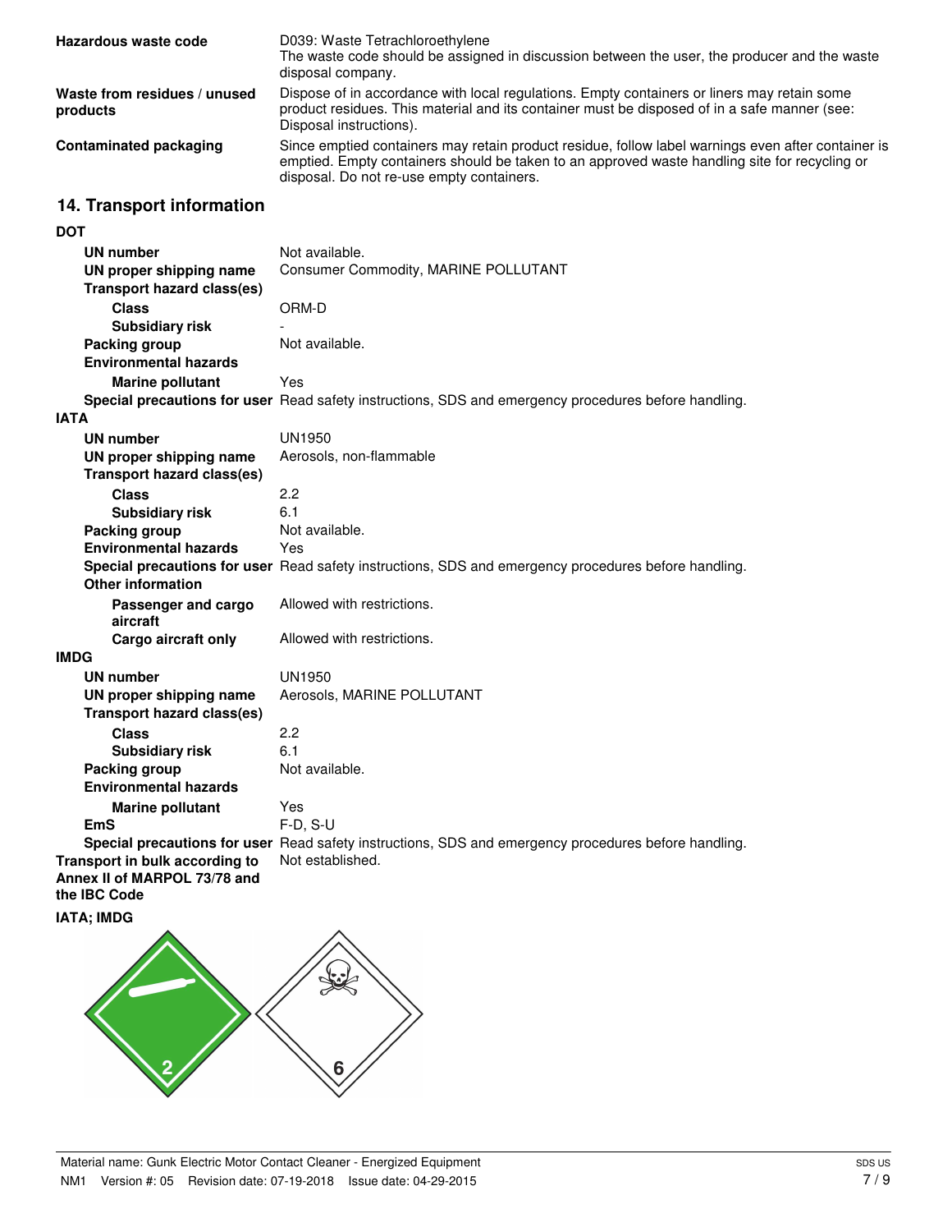| | |
|---|---|
| **Hazardous waste code** | D039: Waste Tetrachloroethylene<br>The waste code should be assigned in discussion between the user, the producer and the waste disposal company. |
| **Waste from residues / unused products** | Dispose of in accordance with local regulations. Empty containers or liners may retain some product residues. This material and its container must be disposed of in a safe manner (see: Disposal instructions). |
| **Contaminated packaging** | Since emptied containers may retain product residue, follow label warnings even after container is emptied. Empty containers should be taken to an approved waste handling site for recycling or disposal. Do not re-use empty containers. |

## 14. Transport information

**DOT**

| | |
|---|---|
| **UN number** | Not available. |
| **UN proper shipping name** | Consumer Commodity, MARINE POLLUTANT |
| **Transport hazard class(es)** | |
| **Class** | ORM-D |
| **Subsidiary risk** | - |
| **Packing group** | Not available. |
| **Environmental hazards** | |
| **Marine pollutant** | Yes |
| **Special precautions for user** | Read safety instructions, SDS and emergency procedures before handling. |

**IATA**

| | |
|---|---|
| **UN number** | UN1950 |
| **UN proper shipping name** | Aerosols, non-flammable |
| **Transport hazard class(es)** | |
| **Class** | 2.2 |
| **Subsidiary risk** | 6.1 |
| **Packing group** | Not available. |
| **Environmental hazards** | Yes |
| **Special precautions for user** | Read safety instructions, SDS and emergency procedures before handling. |
| **Other information** | |
| **Passenger and cargo aircraft** | Allowed with restrictions. |
| **Cargo aircraft only** | Allowed with restrictions. |

**IMDG**

| | |
|---|---|
| **UN number** | UN1950 |
| **UN proper shipping name** | Aerosols, MARINE POLLUTANT |
| **Transport hazard class(es)** | |
| **Class** | 2.2 |
| **Subsidiary risk** | 6.1 |
| **Packing group** | Not available. |
| **Environmental hazards** | |
| **Marine pollutant** | Yes |
| **EmS** | F-D, S-U |
| **Special precautions for user** | Read safety instructions, SDS and emergency procedures before handling. |

| | |
|---|---|
| **Transport in bulk according to Annex II of MARPOL 73/78 and the IBC Code** | Not established. |

**IATA; IMDG**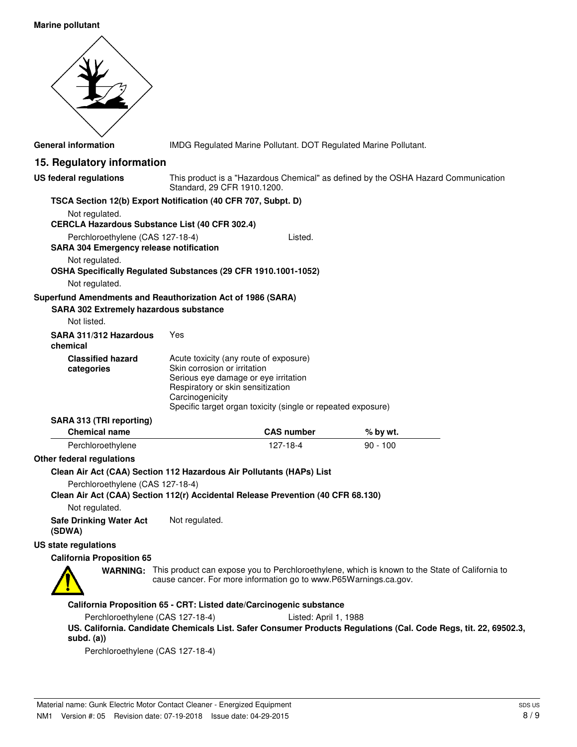**Marine pollutant**

**General information** IMDG Regulated Marine Pollutant. DOT Regulated Marine Pollutant.

## 15. Regulatory information

**US federal regulations** This product is a "Hazardous Chemical" as defined by the OSHA Hazard Communication Standard, 29 CFR 1910.1200.

**TSCA Section 12(b) Export Notification (40 CFR 707, Subpt. D)**

Not regulated.

**CERCLA Hazardous Substance List (40 CFR 302.4)**

Perchloroethylene (CAS 127-18-4) Listed.

**SARA 304 Emergency release notification**

Not regulated.

**OSHA Specifically Regulated Substances (29 CFR 1910.1001-1052)**

Not regulated.

**Superfund Amendments and Reauthorization Act of 1986 (SARA)**

**SARA 302 Extremely hazardous substance**

Not listed.

**SARA 311/312 Hazardous chemical** Yes

**Classified hazard categories**
- Acute toxicity (any route of exposure)
- Skin corrosion or irritation
- Serious eye damage or eye irritation
- Respiratory or skin sensitization
- Carcinogenicity
- Specific target organ toxicity (single or repeated exposure)

**SARA 313 (TRI reporting)**

| Chemical name | CAS number | % by wt. |
|---|---|---|
| Perchloroethylene | 127-18-4 | 90 - 100 |

**Other federal regulations**

**Clean Air Act (CAA) Section 112 Hazardous Air Pollutants (HAPs) List**

Perchloroethylene (CAS 127-18-4)

**Clean Air Act (CAA) Section 112(r) Accidental Release Prevention (40 CFR 68.130)**

Not regulated.

**Safe Drinking Water Act (SDWA)** Not regulated.

**US state regulations**

**California Proposition 65**

**WARNING:** This product can expose you to Perchloroethylene, which is known to the State of California to cause cancer. For more information go to www.P65Warnings.ca.gov.

**California Proposition 65 - CRT: Listed date/Carcinogenic substance**

Perchloroethylene (CAS 127-18-4) Listed: April 1, 1988

**US. California. Candidate Chemicals List. Safer Consumer Products Regulations (Cal. Code Regs, tit. 22, 69502.3, subd. (a))**

Perchloroethylene (CAS 127-18-4)

Material name: Gunk Electric Motor Contact Cleaner - Energized Equipment
NM1 Version #: 05 Revision date: 07-19-2018 Issue date: 04-29-2015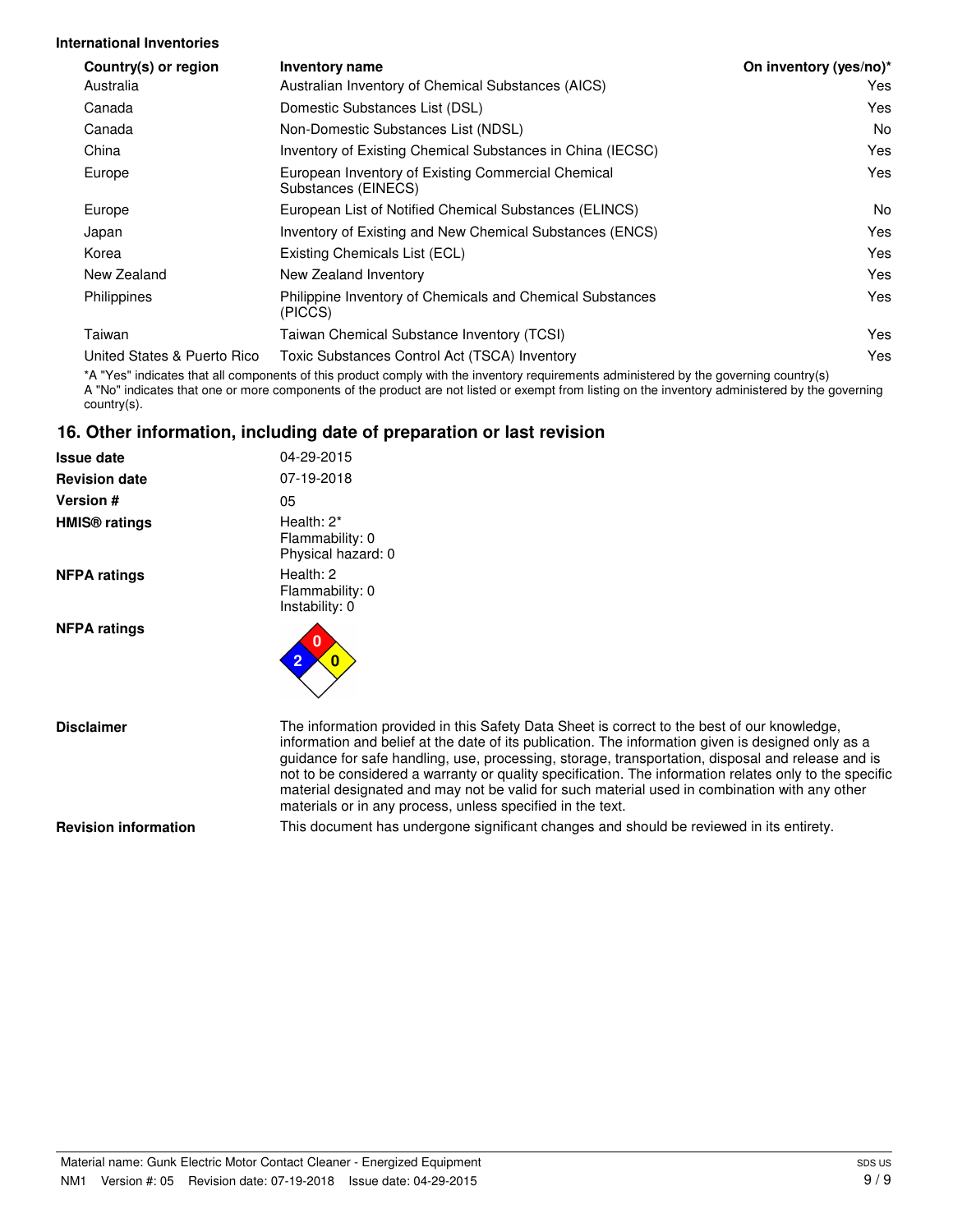**International Inventories**

| Country(s) or region | Inventory name | On inventory (yes/no)* |
|---|---|---|
| Australia | Australian Inventory of Chemical Substances (AICS) | Yes |
| Canada | Domestic Substances List (DSL) | Yes |
| Canada | Non-Domestic Substances List (NDSL) | No |
| China | Inventory of Existing Chemical Substances in China (IECSC) | Yes |
| Europe | European Inventory of Existing Commercial Chemical Substances (EINECS) | Yes |
| Europe | European List of Notified Chemical Substances (ELINCS) | No |
| Japan | Inventory of Existing and New Chemical Substances (ENCS) | Yes |
| Korea | Existing Chemicals List (ECL) | Yes |
| New Zealand | New Zealand Inventory | Yes |
| Philippines | Philippine Inventory of Chemicals and Chemical Substances (PICCS) | Yes |
| Taiwan | Taiwan Chemical Substance Inventory (TCSI) | Yes |
| United States & Puerto Rico | Toxic Substances Control Act (TSCA) Inventory | Yes |

*A "Yes" indicates that all components of this product comply with the inventory requirements administered by the governing country(s)
A "No" indicates that one or more components of the product are not listed or exempt from listing on the inventory administered by the governing country(s).

## 16. Other information, including date of preparation or last revision

**Issue date** 04-29-2015

**Revision date** 07-19-2018

**Version #** 05

**HMIS® ratings**
Health: 2*
Flammability: 0
Physical hazard: 0

**NFPA ratings**
Health: 2
Flammability: 0
Instability: 0

**NFPA ratings**

0
2 0

**Disclaimer** The information provided in this Safety Data Sheet is correct to the best of our knowledge, information and belief at the date of its publication. The information given is designed only as a guidance for safe handling, use, processing, storage, transportation, disposal and release and is not to be considered a warranty or quality specification. The information relates only to the specific material designated and may not be valid for such material used in combination with any other materials or in any process, unless specified in the text.

**Revision information** This document has undergone significant changes and should be reviewed in its entirety.